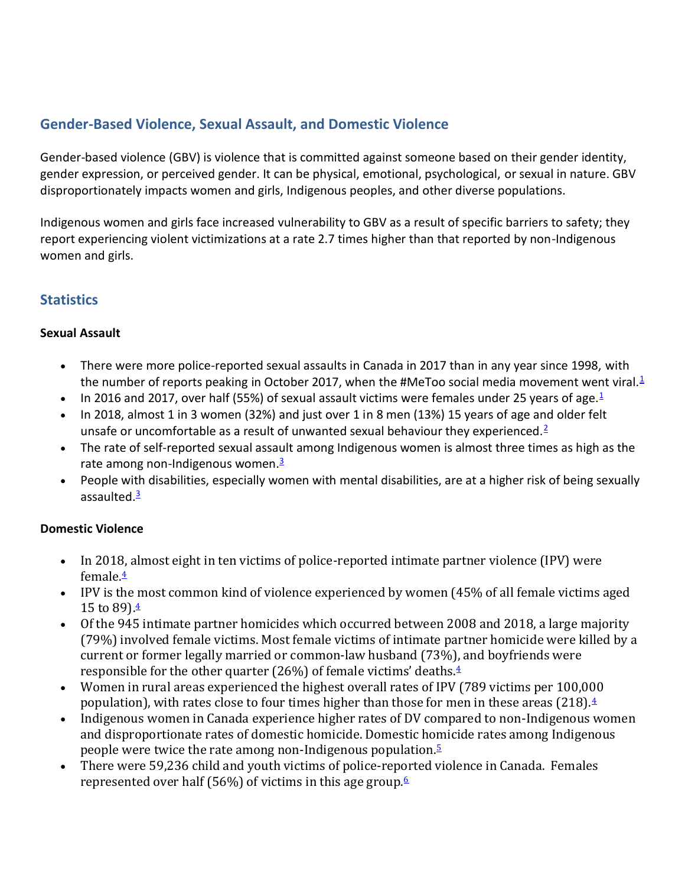## Gender-Based Violence, Sexual Assault, and Domestic Violence

Gender-based violence (GBV) is violence that is committed against someone based on their gender identity, gender expression, or perceived gender. It can be physical, emotional, psychological, or sexual in nature. GBV disproportionately impacts women and girls, Indigenous peoples, and other diverse populations.

Indigenous women and girls face increased vulnerability to GBV as a result of specific barriers to safety; they report experiencing violent victimizations at a rate 2.7 times higher than that reported by non-Indigenous women and girls.

## Statistics

**Sexual Assault**

- There were more police-reported sexual assaults in Canada in 2017 than in any year since 1998, with the number of reports peaking in October 2017, when the #MeToo social media movement went viral.[1]
- In 2016 and 2017, over half (55%) of sexual assault victims were females under 25 years of age.[1]
- In 2018, almost 1 in 3 women (32%) and just over 1 in 8 men (13%) 15 years of age and older felt unsafe or uncomfortable as a result of unwanted sexual behaviour they experienced.[2]
- The rate of self-reported sexual assault among Indigenous women is almost three times as high as the rate among non-Indigenous women.[3]
- People with disabilities, especially women with mental disabilities, are at a higher risk of being sexually assaulted.[3]

**Domestic Violence**

- In 2018, almost eight in ten victims of police-reported intimate partner violence (IPV) were female.[4]
- IPV is the most common kind of violence experienced by women (45% of all female victims aged 15 to 89).[4]
- Of the 945 intimate partner homicides which occurred between 2008 and 2018, a large majority (79%) involved female victims. Most female victims of intimate partner homicide were killed by a current or former legally married or common-law husband (73%), and boyfriends were responsible for the other quarter (26%) of female victims' deaths.[4]
- Women in rural areas experienced the highest overall rates of IPV (789 victims per 100,000 population), with rates close to four times higher than those for men in these areas (218).[4]
- Indigenous women in Canada experience higher rates of DV compared to non-Indigenous women and disproportionate rates of domestic homicide. Domestic homicide rates among Indigenous people were twice the rate among non-Indigenous population.[5]
- There were 59,236 child and youth victims of police-reported violence in Canada. Females represented over half (56%) of victims in this age group.[6]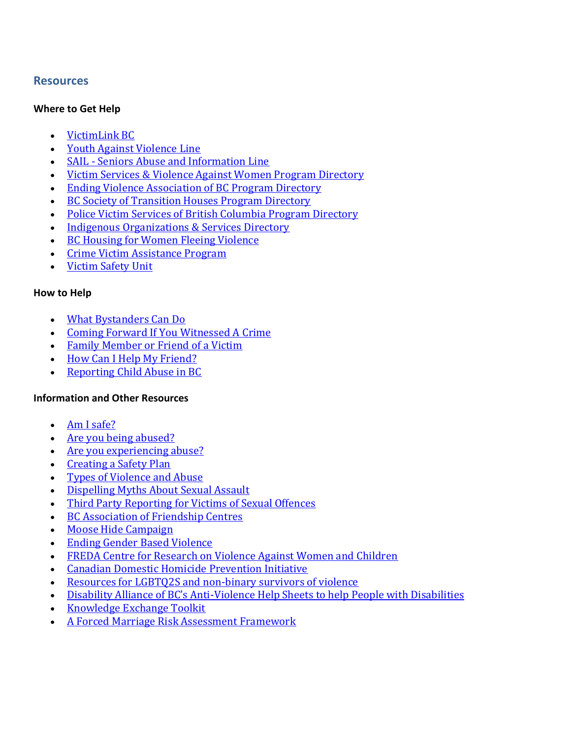## Resources

### Where to Get Help

- VictimLink BC
- Youth Against Violence Line
- SAIL - Seniors Abuse and Information Line
- Victim Services & Violence Against Women Program Directory
- Ending Violence Association of BC Program Directory
- BC Society of Transition Houses Program Directory
- Police Victim Services of British Columbia Program Directory
- Indigenous Organizations & Services Directory
- BC Housing for Women Fleeing Violence
- Crime Victim Assistance Program
- Victim Safety Unit

### How to Help

- What Bystanders Can Do
- Coming Forward If You Witnessed A Crime
- Family Member or Friend of a Victim
- How Can I Help My Friend?
- Reporting Child Abuse in BC

### Information and Other Resources

- Am I safe?
- Are you being abused?
- Are you experiencing abuse?
- Creating a Safety Plan
- Types of Violence and Abuse
- Dispelling Myths About Sexual Assault
- Third Party Reporting for Victims of Sexual Offences
- BC Association of Friendship Centres
- Moose Hide Campaign
- Ending Gender Based Violence
- FREDA Centre for Research on Violence Against Women and Children
- Canadian Domestic Homicide Prevention Initiative
- Resources for LGBTQ2S and non-binary survivors of violence
- Disability Alliance of BC's Anti-Violence Help Sheets to help People with Disabilities
- Knowledge Exchange Toolkit
- A Forced Marriage Risk Assessment Framework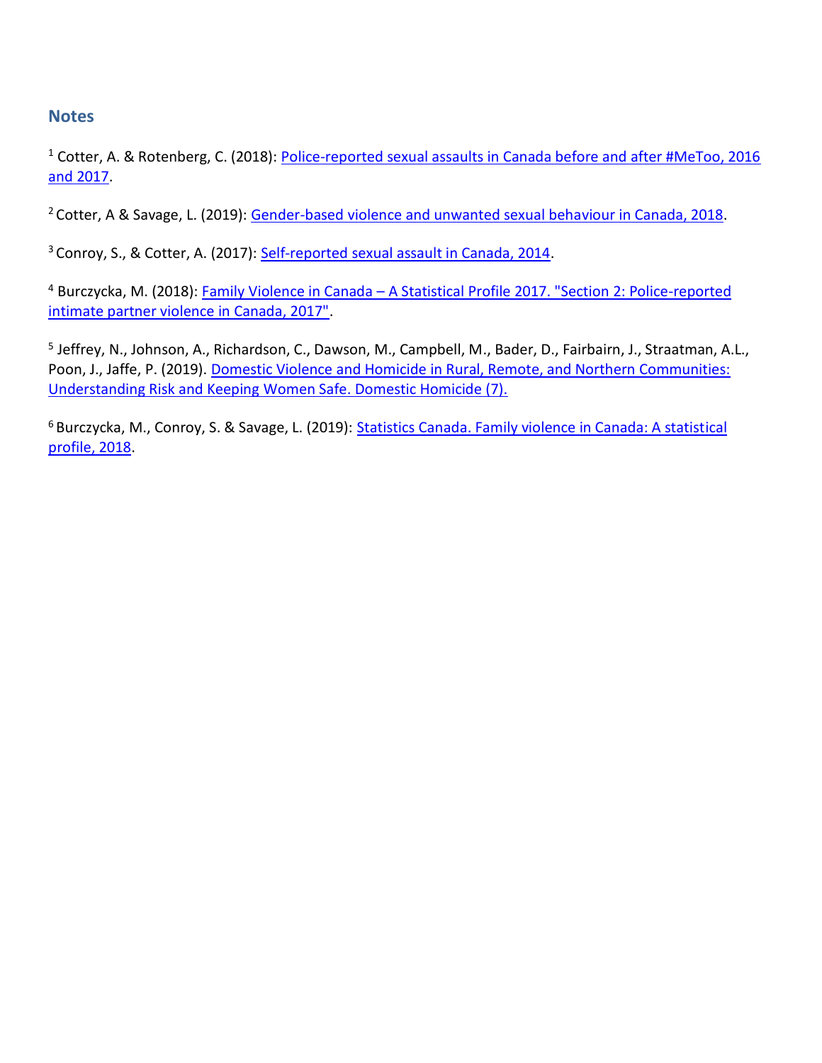## Notes

[1] Cotter, A. & Rotenberg, C. (2018): Police-reported sexual assaults in Canada before and after #MeToo, 2016 and 2017.

[2] Cotter, A & Savage, L. (2019): Gender-based violence and unwanted sexual behaviour in Canada, 2018.

[3] Conroy, S., & Cotter, A. (2017): Self-reported sexual assault in Canada, 2014.

[4] Burczycka, M. (2018): Family Violence in Canada – A Statistical Profile 2017. "Section 2: Police-reported intimate partner violence in Canada, 2017".

[5] Jeffrey, N., Johnson, A., Richardson, C., Dawson, M., Campbell, M., Bader, D., Fairbairn, J., Straatman, A.L., Poon, J., Jaffe, P. (2019). Domestic Violence and Homicide in Rural, Remote, and Northern Communities: Understanding Risk and Keeping Women Safe. Domestic Homicide (7).

[6] Burczycka, M., Conroy, S. & Savage, L. (2019): Statistics Canada. Family violence in Canada: A statistical profile, 2018.